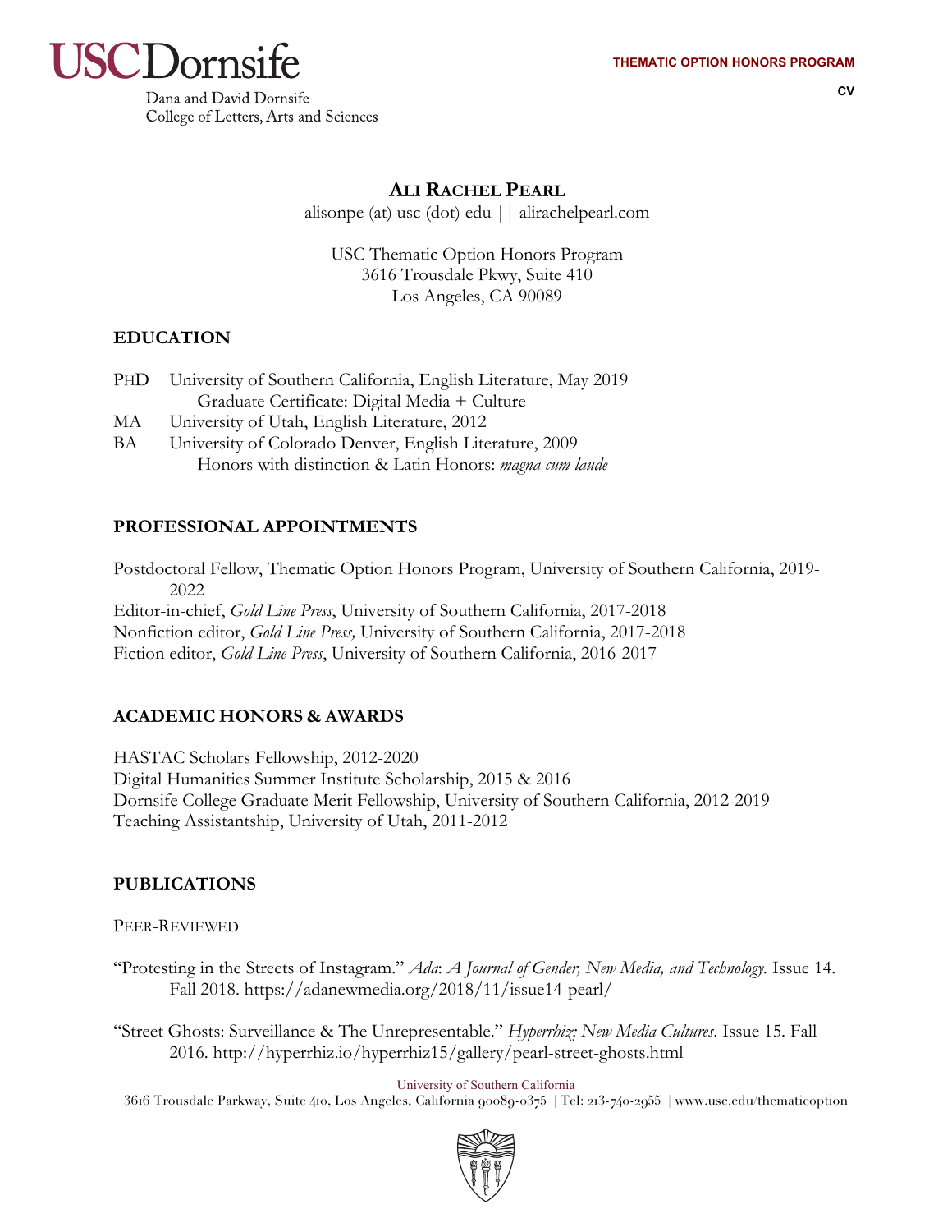# ALI RACHEL PEARL

alisonpe (at) usc (dot) edu || alirachelpearl.com

USC Thematic Option Honors Program
3616 Trousdale Pkwy, Suite 410
Los Angeles, CA 90089

## EDUCATION

PHD University of Southern California, English Literature, May 2019
Graduate Certificate: Digital Media + Culture

MA University of Utah, English Literature, 2012

BA University of Colorado Denver, English Literature, 2009
Honors with distinction & Latin Honors: *magna cum laude*

## PROFESSIONAL APPOINTMENTS

Postdoctoral Fellow, Thematic Option Honors Program, University of Southern California, 2019-2022

Editor-in-chief, *Gold Line Press*, University of Southern California, 2017-2018

Nonfiction editor, *Gold Line Press,* University of Southern California, 2017-2018

Fiction editor, *Gold Line Press*, University of Southern California, 2016-2017

## ACADEMIC HONORS & AWARDS

HASTAC Scholars Fellowship, 2012-2020

Digital Humanities Summer Institute Scholarship, 2015 & 2016

Dornsife College Graduate Merit Fellowship, University of Southern California, 2012-2019

Teaching Assistantship, University of Utah, 2011-2012

## PUBLICATIONS

### PEER-REVIEWED

"Protesting in the Streets of Instagram." *Ada*: *A Journal of Gender, New Media, and Technology.* Issue 14. Fall 2018. https://adanewmedia.org/2018/11/issue14-pearl/

"Street Ghosts: Surveillance & The Unrepresentable." *Hyperrhiz: New Media Cultures*. Issue 15. Fall 2016. http://hyperrhiz.io/hyperrhiz15/gallery/pearl-street-ghosts.html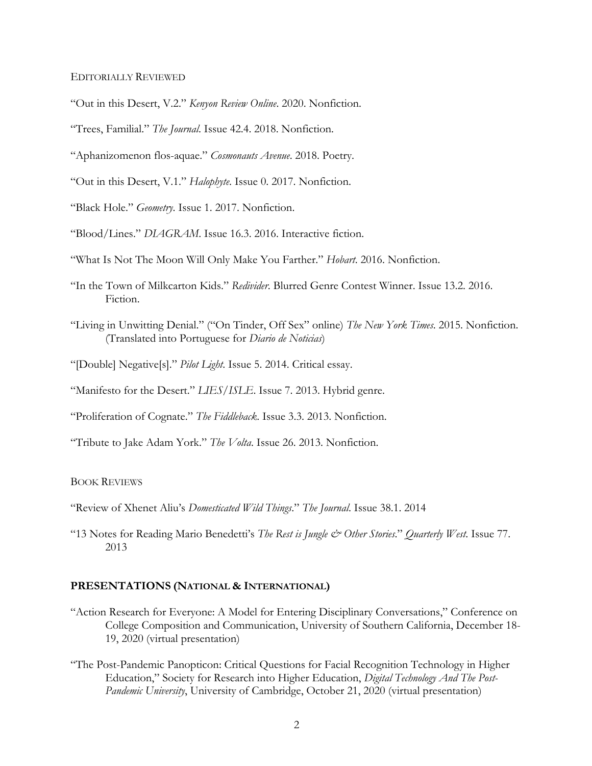### Editorially Reviewed

"Out in this Desert, V.2." *Kenyon Review Online*. 2020. Nonfiction.

"Trees, Familial." *The Journal*. Issue 42.4. 2018. Nonfiction.

"Aphanizomenon flos-aquae." *Cosmonauts Avenue*. 2018. Poetry.

"Out in this Desert, V.1." *Halophyte*. Issue 0. 2017. Nonfiction.

"Black Hole." *Geometry*. Issue 1. 2017. Nonfiction.

"Blood/Lines." *DIAGRAM*. Issue 16.3. 2016. Interactive fiction.

"What Is Not The Moon Will Only Make You Farther." *Hobart*. 2016. Nonfiction.

"In the Town of Milkcarton Kids." *Redivider*. Blurred Genre Contest Winner. Issue 13.2. 2016. Fiction.

"Living in Unwitting Denial." ("On Tinder, Off Sex" online) *The New York Times*. 2015. Nonfiction. (Translated into Portuguese for *Diario de Noticias*)

"[Double] Negative[s]." *Pilot Light*. Issue 5. 2014. Critical essay.

"Manifesto for the Desert." *LIES/ISLE*. Issue 7. 2013. Hybrid genre.

"Proliferation of Cognate." *The Fiddleback*. Issue 3.3. 2013. Nonfiction.

"Tribute to Jake Adam York." *The Volta*. Issue 26. 2013. Nonfiction.

### Book Reviews

"Review of Xhenet Aliu's *Domesticated Wild Things*." *The Journal*. Issue 38.1. 2014

"13 Notes for Reading Mario Benedetti's *The Rest is Jungle & Other Stories*." *Quarterly West*. Issue 77. 2013

## PRESENTATIONS (NATIONAL & INTERNATIONAL)

"Action Research for Everyone: A Model for Entering Disciplinary Conversations," Conference on College Composition and Communication, University of Southern California, December 18-19, 2020 (virtual presentation)

"The Post-Pandemic Panopticon: Critical Questions for Facial Recognition Technology in Higher Education," Society for Research into Higher Education, *Digital Technology And The Post-Pandemic University*, University of Cambridge, October 21, 2020 (virtual presentation)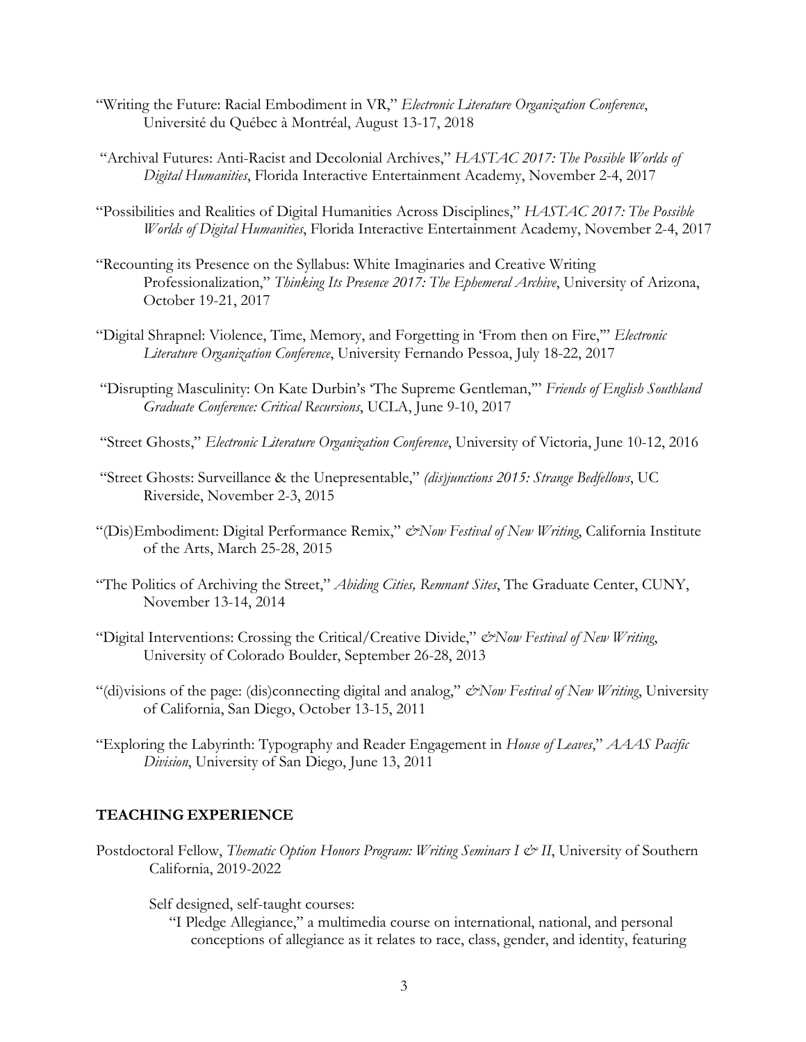"Writing the Future: Racial Embodiment in VR," *Electronic Literature Organization Conference*, Université du Québec à Montréal, August 13-17, 2018

"Archival Futures: Anti-Racist and Decolonial Archives," *HASTAC 2017: The Possible Worlds of Digital Humanities*, Florida Interactive Entertainment Academy, November 2-4, 2017

"Possibilities and Realities of Digital Humanities Across Disciplines," *HASTAC 2017: The Possible Worlds of Digital Humanities*, Florida Interactive Entertainment Academy, November 2-4, 2017

"Recounting its Presence on the Syllabus: White Imaginaries and Creative Writing Professionalization," *Thinking Its Presence 2017: The Ephemeral Archive*, University of Arizona, October 19-21, 2017

"Digital Shrapnel: Violence, Time, Memory, and Forgetting in 'From then on Fire,'" *Electronic Literature Organization Conference*, University Fernando Pessoa, July 18-22, 2017

"Disrupting Masculinity: On Kate Durbin's 'The Supreme Gentleman,'" *Friends of English Southland Graduate Conference: Critical Recursions*, UCLA, June 9-10, 2017

"Street Ghosts," *Electronic Literature Organization Conference*, University of Victoria, June 10-12, 2016

"Street Ghosts: Surveillance & the Unepresentable," *(dis)junctions 2015: Strange Bedfellows*, UC Riverside, November 2-3, 2015

"(Dis)Embodiment: Digital Performance Remix," *&Now Festival of New Writing*, California Institute of the Arts, March 25-28, 2015

"The Politics of Archiving the Street," *Abiding Cities, Remnant Sites*, The Graduate Center, CUNY, November 13-14, 2014

"Digital Interventions: Crossing the Critical/Creative Divide," *&Now Festival of New Writing*, University of Colorado Boulder, September 26-28, 2013

"(di)visions of the page: (dis)connecting digital and analog," *&Now Festival of New Writing*, University of California, San Diego, October 13-15, 2011

"Exploring the Labyrinth: Typography and Reader Engagement in *House of Leaves*," *AAAS Pacific Division*, University of San Diego, June 13, 2011

## TEACHING EXPERIENCE

Postdoctoral Fellow, *Thematic Option Honors Program: Writing Seminars I & II*, University of Southern California, 2019-2022

Self designed, self-taught courses:

"I Pledge Allegiance," a multimedia course on international, national, and personal conceptions of allegiance as it relates to race, class, gender, and identity, featuring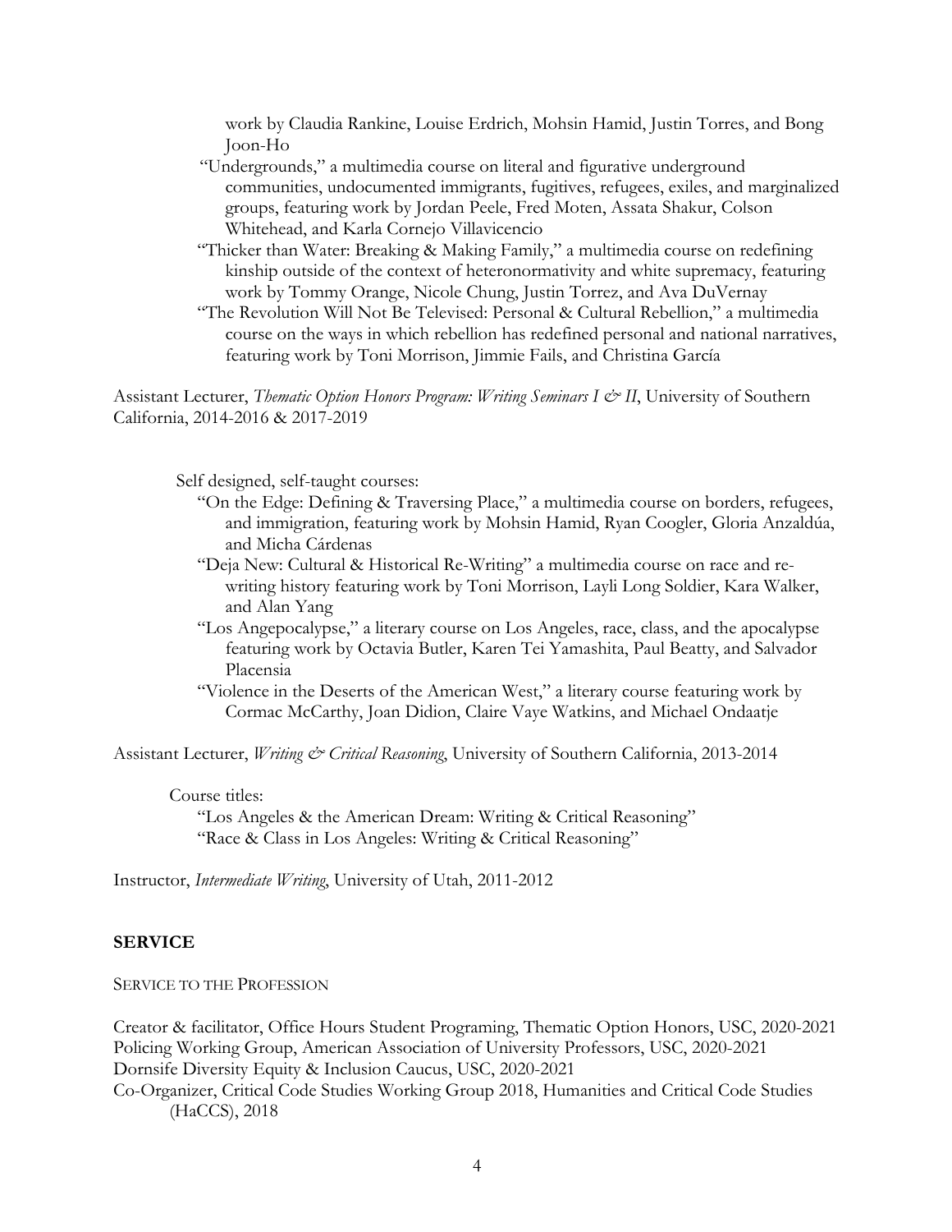work by Claudia Rankine, Louise Erdrich, Mohsin Hamid, Justin Torres, and Bong Joon-Ho

- "Undergrounds," a multimedia course on literal and figurative underground communities, undocumented immigrants, fugitives, refugees, exiles, and marginalized groups, featuring work by Jordan Peele, Fred Moten, Assata Shakur, Colson Whitehead, and Karla Cornejo Villavicencio
- "Thicker than Water: Breaking & Making Family," a multimedia course on redefining kinship outside of the context of heteronormativity and white supremacy, featuring work by Tommy Orange, Nicole Chung, Justin Torrez, and Ava DuVernay
- "The Revolution Will Not Be Televised: Personal & Cultural Rebellion," a multimedia course on the ways in which rebellion has redefined personal and national narratives, featuring work by Toni Morrison, Jimmie Fails, and Christina García

Assistant Lecturer, *Thematic Option Honors Program: Writing Seminars I & II*, University of Southern California, 2014-2016 & 2017-2019

Self designed, self-taught courses:

- "On the Edge: Defining & Traversing Place," a multimedia course on borders, refugees, and immigration, featuring work by Mohsin Hamid, Ryan Coogler, Gloria Anzaldúa, and Micha Cárdenas
- "Deja New: Cultural & Historical Re-Writing" a multimedia course on race and re-writing history featuring work by Toni Morrison, Layli Long Soldier, Kara Walker, and Alan Yang
- "Los Angepocalypse," a literary course on Los Angeles, race, class, and the apocalypse featuring work by Octavia Butler, Karen Tei Yamashita, Paul Beatty, and Salvador Placensia
- "Violence in the Deserts of the American West," a literary course featuring work by Cormac McCarthy, Joan Didion, Claire Vaye Watkins, and Michael Ondaatje

Assistant Lecturer, *Writing & Critical Reasoning*, University of Southern California, 2013-2014

Course titles:

- "Los Angeles & the American Dream: Writing & Critical Reasoning"
- "Race & Class in Los Angeles: Writing & Critical Reasoning"

Instructor, *Intermediate Writing*, University of Utah, 2011-2012

## SERVICE

SERVICE TO THE PROFESSION

Creator & facilitator, Office Hours Student Programing, Thematic Option Honors, USC, 2020-2021
Policing Working Group, American Association of University Professors, USC, 2020-2021
Dornsife Diversity Equity & Inclusion Caucus, USC, 2020-2021
Co-Organizer, Critical Code Studies Working Group 2018, Humanities and Critical Code Studies (HaCCS), 2018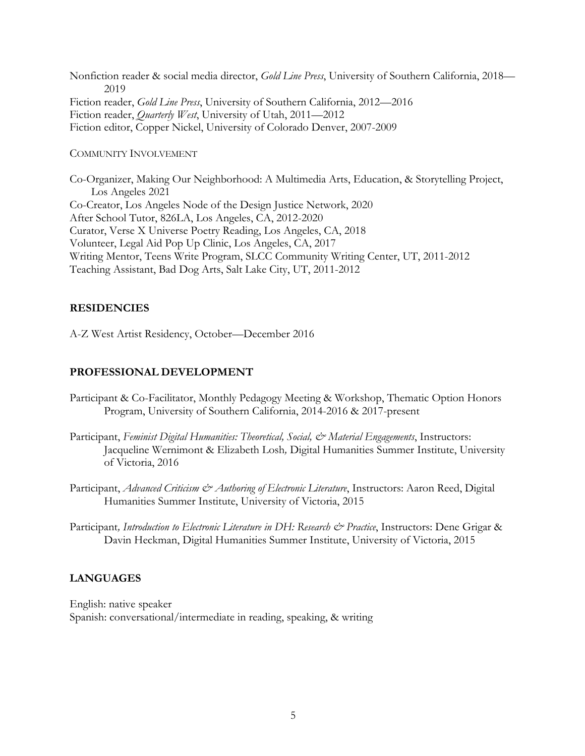Nonfiction reader & social media director, *Gold Line Press*, University of Southern California, 2018—2019
Fiction reader, *Gold Line Press*, University of Southern California, 2012—2016
Fiction reader, *Quarterly West*, University of Utah, 2011—2012
Fiction editor, Copper Nickel, University of Colorado Denver, 2007-2009

COMMUNITY INVOLVEMENT

Co-Organizer, Making Our Neighborhood: A Multimedia Arts, Education, & Storytelling Project, Los Angeles 2021
Co-Creator, Los Angeles Node of the Design Justice Network, 2020
After School Tutor, 826LA, Los Angeles, CA, 2012-2020
Curator, Verse X Universe Poetry Reading, Los Angeles, CA, 2018
Volunteer, Legal Aid Pop Up Clinic, Los Angeles, CA, 2017
Writing Mentor, Teens Write Program, SLCC Community Writing Center, UT, 2011-2012
Teaching Assistant, Bad Dog Arts, Salt Lake City, UT, 2011-2012

## RESIDENCIES

A-Z West Artist Residency, October—December 2016

## PROFESSIONAL DEVELOPMENT

Participant & Co-Facilitator, Monthly Pedagogy Meeting & Workshop, Thematic Option Honors Program, University of Southern California, 2014-2016 & 2017-present

Participant, *Feminist Digital Humanities: Theoretical, Social, & Material Engagements*, Instructors: Jacqueline Wernimont & Elizabeth Losh, Digital Humanities Summer Institute, University of Victoria, 2016

Participant, *Advanced Criticism & Authoring of Electronic Literature*, Instructors: Aaron Reed, Digital Humanities Summer Institute, University of Victoria, 2015

Participant, *Introduction to Electronic Literature in DH: Research & Practice*, Instructors: Dene Grigar & Davin Heckman, Digital Humanities Summer Institute, University of Victoria, 2015

## LANGUAGES

English: native speaker
Spanish: conversational/intermediate in reading, speaking, & writing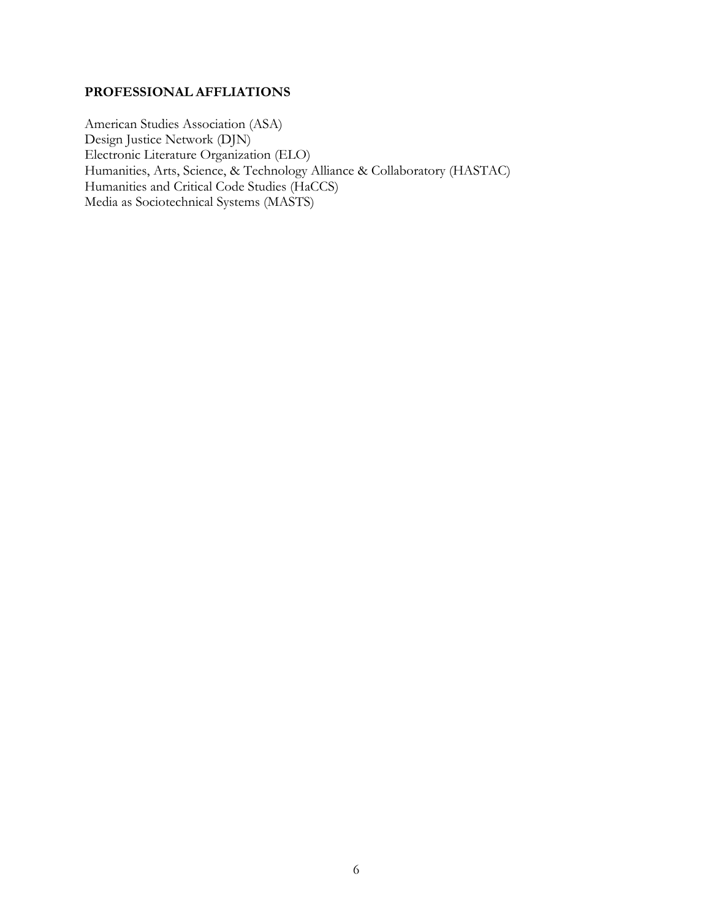## PROFESSIONAL AFFLIATIONS

American Studies Association (ASA)
Design Justice Network (DJN)
Electronic Literature Organization (ELO)
Humanities, Arts, Science, & Technology Alliance & Collaboratory (HASTAC)
Humanities and Critical Code Studies (HaCCS)
Media as Sociotechnical Systems (MASTS)